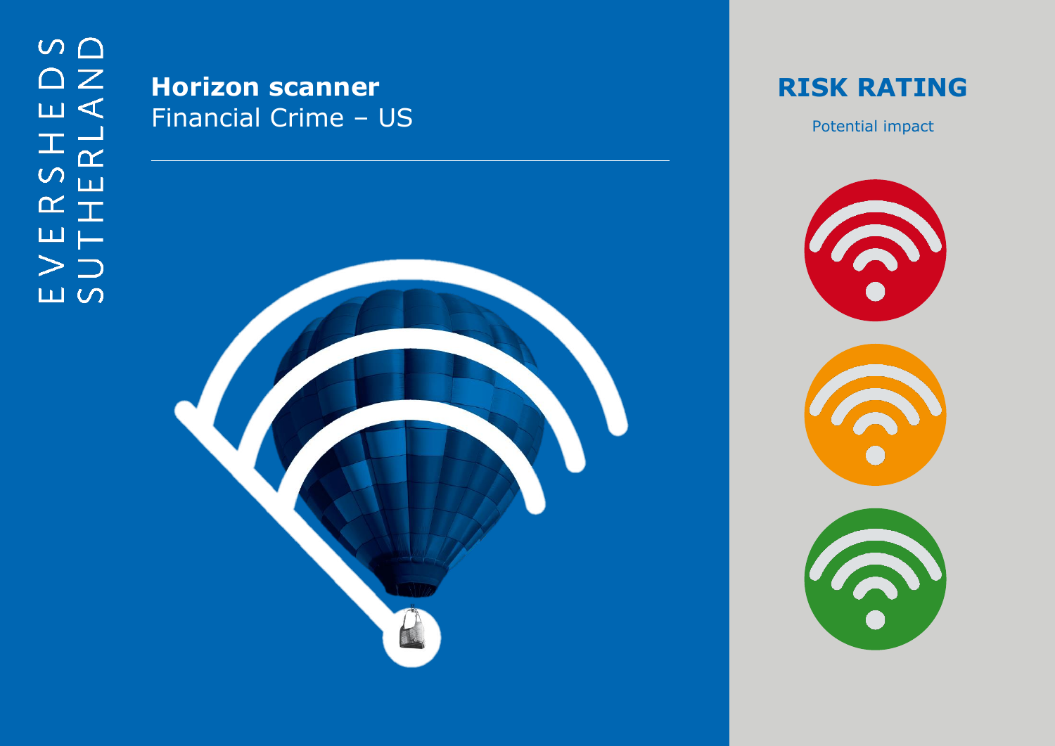EVERSHEDS SUTHERLAND

# Horizon scanner

Financial Crime – US

## RISK RATING

Potential impact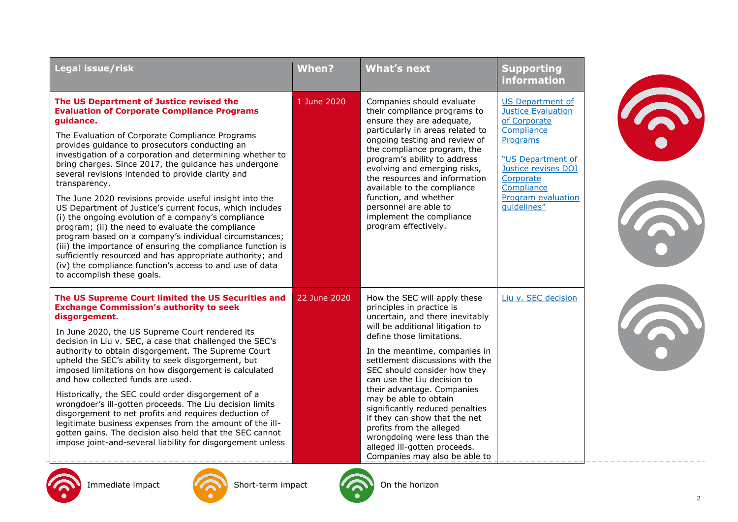| Legal issue/risk | When? | What's next | Supporting information |
|---|---|---|---|
| **The US Department of Justice revised the Evaluation of Corporate Compliance Programs guidance.**<br><br>The Evaluation of Corporate Compliance Programs provides guidance to prosecutors conducting an investigation of a corporation and determining whether to bring charges. Since 2017, the guidance has undergone several revisions intended to provide clarity and transparency.<br><br>The June 2020 revisions provide useful insight into the US Department of Justice's current focus, which includes (i) the ongoing evolution of a company's compliance program; (ii) the need to evaluate the compliance program based on a company's individual circumstances; (iii) the importance of ensuring the compliance function is sufficiently resourced and has appropriate authority; and (iv) the compliance function's access to and use of data to accomplish these goals. | 1 June 2020 | Companies should evaluate their compliance programs to ensure they are adequate, particularly in areas related to ongoing testing and review of the compliance program, the program's ability to address evolving and emerging risks, the resources and information available to the compliance function, and whether personnel are able to implement the compliance program effectively. | US Department of Justice Evaluation of Corporate Compliance Programs<br><br>"US Department of Justice revises DOJ Corporate Compliance Program evaluation guidelines" |
| **The US Supreme Court limited the US Securities and Exchange Commission's authority to seek disgorgement.**<br><br>In June 2020, the US Supreme Court rendered its decision in Liu v. SEC, a case that challenged the SEC's authority to obtain disgorgement. The Supreme Court upheld the SEC's ability to seek disgorgement, but imposed limitations on how disgorgement is calculated and how collected funds are used.<br><br>Historically, the SEC could order disgorgement of a wrongdoer's ill-gotten proceeds. The Liu decision limits disgorgement to net profits and requires deduction of legitimate business expenses from the amount of the ill-gotten gains. The decision also held that the SEC cannot impose joint-and-several liability for disgorgement unless | 22 June 2020 | How the SEC will apply these principles in practice is uncertain, and there inevitably will be additional litigation to define those limitations.<br><br>In the meantime, companies in settlement discussions with the SEC should consider how they can use the Liu decision to their advantage. Companies may be able to obtain significantly reduced penalties if they can show that the net profits from the alleged wrongdoing were less than the alleged ill-gotten proceeds. Companies may also be able to | Liu v. SEC decision |

Immediate impact &nbsp;&nbsp; Short-term impact &nbsp;&nbsp; On the horizon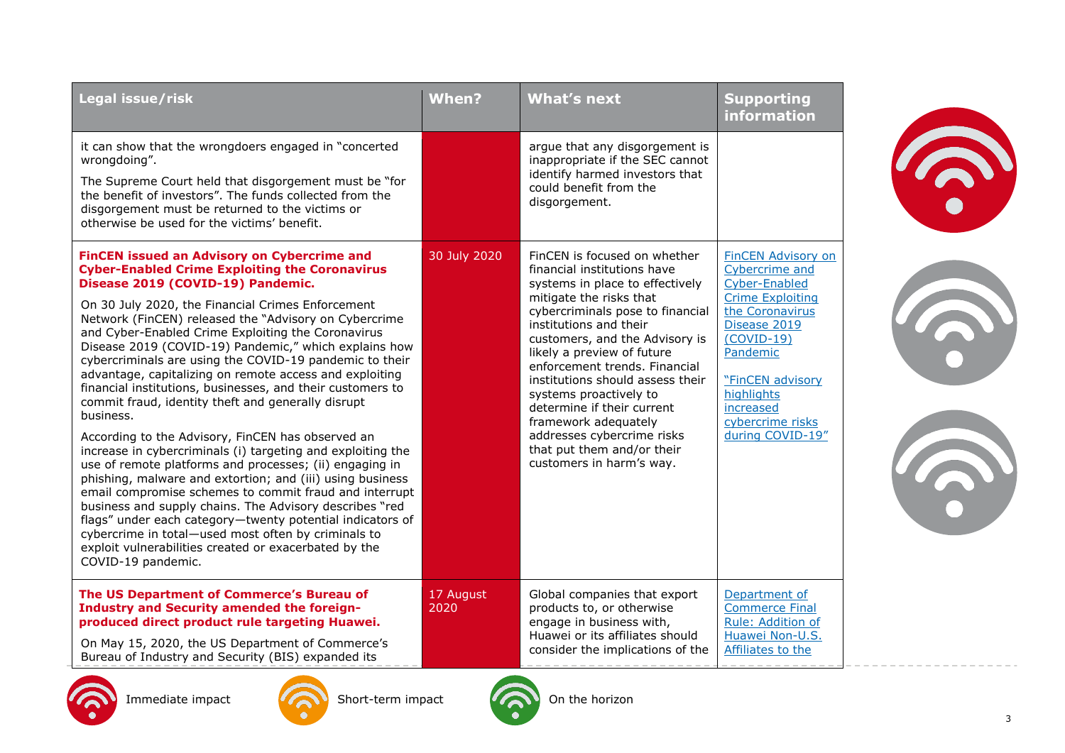| Legal issue/risk | When? | What's next | Supporting information |
|---|---|---|---|
| it can show that the wrongdoers engaged in "concerted wrongdoing".<br><br>The Supreme Court held that disgorgement must be "for the benefit of investors". The funds collected from the disgorgement must be returned to the victims or otherwise be used for the victims' benefit. | | argue that any disgorgement is inappropriate if the SEC cannot identify harmed investors that could benefit from the disgorgement. | |
| **FinCEN issued an Advisory on Cybercrime and Cyber-Enabled Crime Exploiting the Coronavirus Disease 2019 (COVID-19) Pandemic.**<br><br>On 30 July 2020, the Financial Crimes Enforcement Network (FinCEN) released the "Advisory on Cybercrime and Cyber-Enabled Crime Exploiting the Coronavirus Disease 2019 (COVID-19) Pandemic," which explains how cybercriminals are using the COVID-19 pandemic to their advantage, capitalizing on remote access and exploiting financial institutions, businesses, and their customers to commit fraud, identity theft and generally disrupt business.<br><br>According to the Advisory, FinCEN has observed an increase in cybercriminals (i) targeting and exploiting the use of remote platforms and processes; (ii) engaging in phishing, malware and extortion; and (iii) using business email compromise schemes to commit fraud and interrupt business and supply chains. The Advisory describes "red flags" under each category—twenty potential indicators of cybercrime in total—used most often by criminals to exploit vulnerabilities created or exacerbated by the COVID-19 pandemic. | 30 July 2020 | FinCEN is focused on whether financial institutions have systems in place to effectively mitigate the risks that cybercriminals pose to financial institutions and their customers, and the Advisory is likely a preview of future enforcement trends. Financial institutions should assess their systems proactively to determine if their current framework adequately addresses cybercrime risks that put them and/or their customers in harm's way. | FinCEN Advisory on Cybercrime and Cyber-Enabled Crime Exploiting the Coronavirus Disease 2019 (COVID-19) Pandemic<br><br>"FinCEN advisory highlights increased cybercrime risks during COVID-19" |
| **The US Department of Commerce's Bureau of Industry and Security amended the foreign-produced direct product rule targeting Huawei.**<br><br>On May 15, 2020, the US Department of Commerce's Bureau of Industry and Security (BIS) expanded its | 17 August 2020 | Global companies that export products to, or otherwise engage in business with, Huawei or its affiliates should consider the implications of the | Department of Commerce Final Rule: Addition of Huawei Non-U.S. Affiliates to the |

Immediate impact | Short-term impact | On the horizon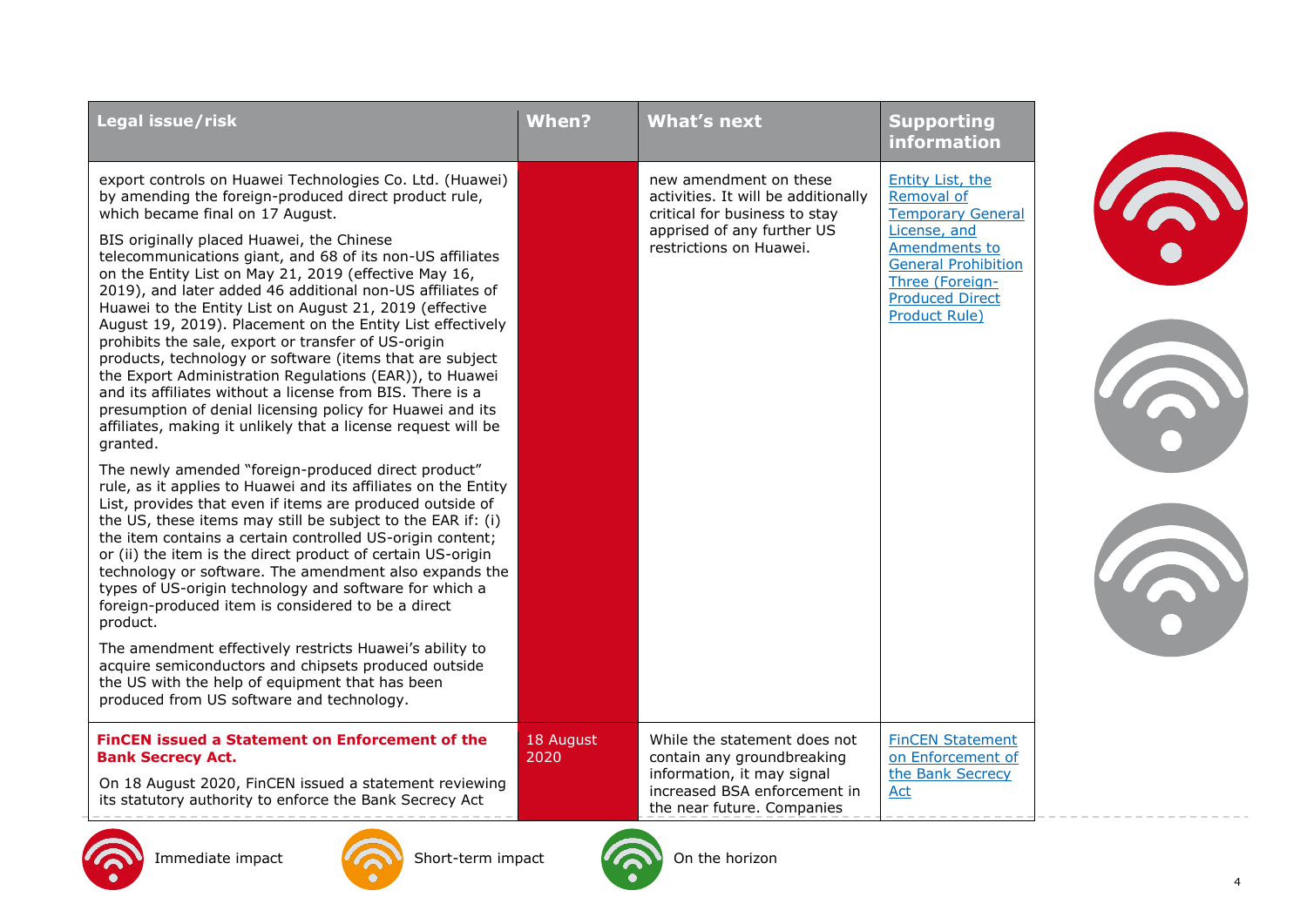| Legal issue/risk | When? | What's next | Supporting information |
|---|---|---|---|
| export controls on Huawei Technologies Co. Ltd. (Huawei) by amending the foreign-produced direct product rule, which became final on 17 August.<br><br>BIS originally placed Huawei, the Chinese telecommunications giant, and 68 of its non-US affiliates on the Entity List on May 21, 2019 (effective May 16, 2019), and later added 46 additional non-US affiliates of Huawei to the Entity List on August 21, 2019 (effective August 19, 2019). Placement on the Entity List effectively prohibits the sale, export or transfer of US-origin products, technology or software (items that are subject the Export Administration Regulations (EAR)), to Huawei and its affiliates without a license from BIS. There is a presumption of denial licensing policy for Huawei and its affiliates, making it unlikely that a license request will be granted.<br><br>The newly amended "foreign-produced direct product" rule, as it applies to Huawei and its affiliates on the Entity List, provides that even if items are produced outside of the US, these items may still be subject to the EAR if: (i) the item contains a certain controlled US-origin content; or (ii) the item is the direct product of certain US-origin technology or software. The amendment also expands the types of US-origin technology and software for which a foreign-produced item is considered to be a direct product.<br><br>The amendment effectively restricts Huawei's ability to acquire semiconductors and chipsets produced outside the US with the help of equipment that has been produced from US software and technology. | | new amendment on these activities. It will be additionally critical for business to stay apprised of any further US restrictions on Huawei. | Entity List, the Removal of Temporary General License, and Amendments to General Prohibition Three (Foreign-Produced Direct Product Rule) |
| **FinCEN issued a Statement on Enforcement of the Bank Secrecy Act.**<br><br>On 18 August 2020, FinCEN issued a statement reviewing its statutory authority to enforce the Bank Secrecy Act | 18 August 2020 | While the statement does not contain any groundbreaking information, it may signal increased BSA enforcement in the near future. Companies | FinCEN Statement on Enforcement of the Bank Secrecy Act |

Immediate impact — Short-term impact — On the horizon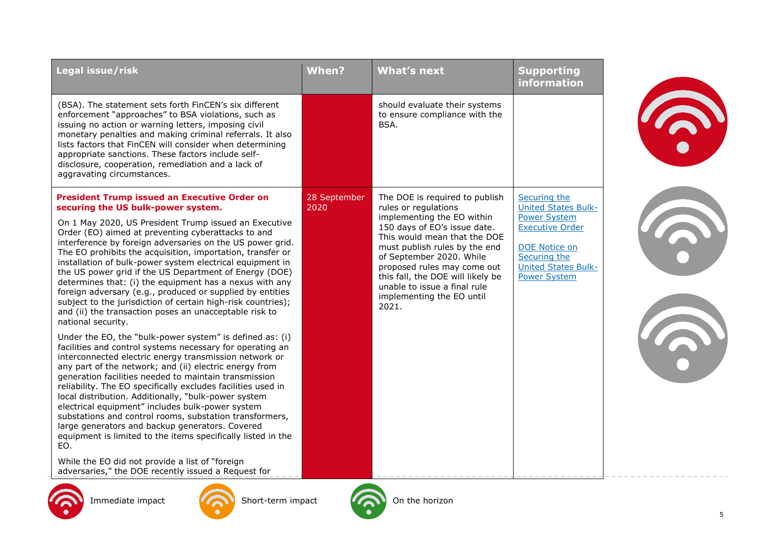| Legal issue/risk | When? | What's next | Supporting information |
|---|---|---|---|
| (BSA). The statement sets forth FinCEN's six different enforcement "approaches" to BSA violations, such as issuing no action or warning letters, imposing civil monetary penalties and making criminal referrals. It also lists factors that FinCEN will consider when determining appropriate sanctions. These factors include self-disclosure, cooperation, remediation and a lack of aggravating circumstances. | | should evaluate their systems to ensure compliance with the BSA. | |
| **President Trump issued an Executive Order on securing the US bulk-power system.**<br><br>On 1 May 2020, US President Trump issued an Executive Order (EO) aimed at preventing cyberattacks to and interference by foreign adversaries on the US power grid. The EO prohibits the acquisition, importation, transfer or installation of bulk-power system electrical equipment in the US power grid if the US Department of Energy (DOE) determines that: (i) the equipment has a nexus with any foreign adversary (e.g., produced or supplied by entities subject to the jurisdiction of certain high-risk countries); and (ii) the transaction poses an unacceptable risk to national security.<br><br>Under the EO, the "bulk-power system" is defined as: (i) facilities and control systems necessary for operating an interconnected electric energy transmission network or any part of the network; and (ii) electric energy from generation facilities needed to maintain transmission reliability. The EO specifically excludes facilities used in local distribution. Additionally, "bulk-power system electrical equipment" includes bulk-power system substations and control rooms, substation transformers, large generators and backup generators. Covered equipment is limited to the items specifically listed in the EO.<br><br>While the EO did not provide a list of "foreign adversaries," the DOE recently issued a Request for | 28 September 2020 | The DOE is required to publish rules or regulations implementing the EO within 150 days of EO's issue date. This would mean that the DOE must publish rules by the end of September 2020. While proposed rules may come out this fall, the DOE will likely be unable to issue a final rule implementing the EO until 2021. | Securing the United States Bulk-Power System Executive Order<br><br>DOE Notice on Securing the United States Bulk-Power System |

Immediate impact | Short-term impact | On the horizon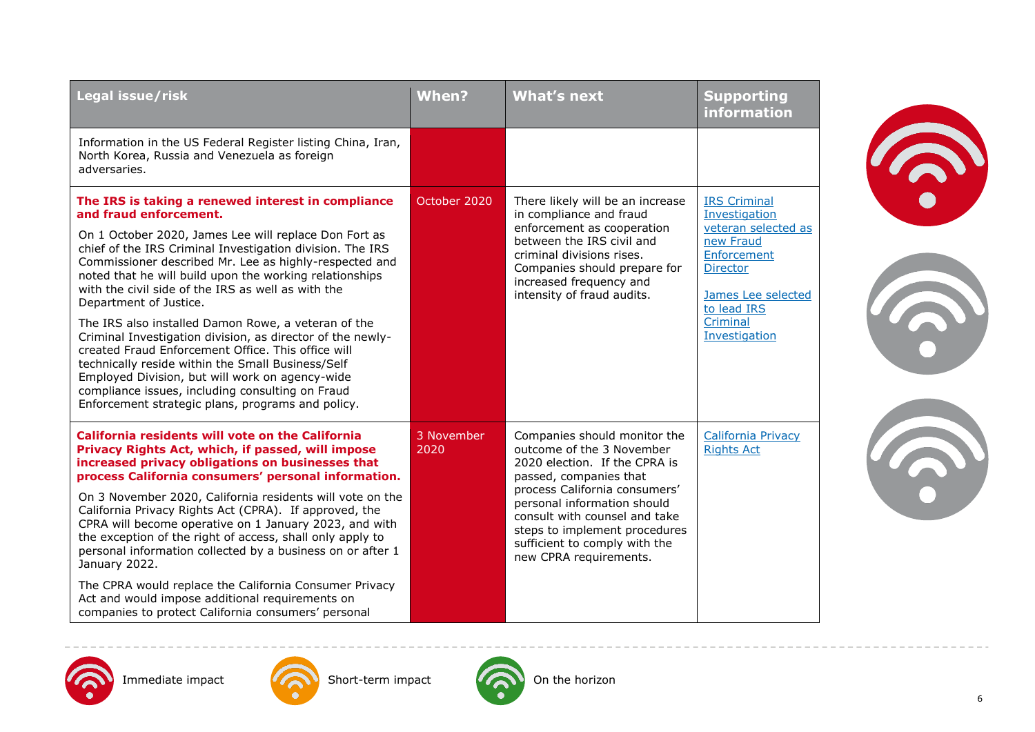| Legal issue/risk | When? | What's next | Supporting information |
|---|---|---|---|
| Information in the US Federal Register listing China, Iran, North Korea, Russia and Venezuela as foreign adversaries. | | | |
| **The IRS is taking a renewed interest in compliance and fraud enforcement.**<br><br>On 1 October 2020, James Lee will replace Don Fort as chief of the IRS Criminal Investigation division. The IRS Commissioner described Mr. Lee as highly-respected and noted that he will build upon the working relationships with the civil side of the IRS as well as with the Department of Justice.<br><br>The IRS also installed Damon Rowe, a veteran of the Criminal Investigation division, as director of the newly-created Fraud Enforcement Office. This office will technically reside within the Small Business/Self Employed Division, but will work on agency-wide compliance issues, including consulting on Fraud Enforcement strategic plans, programs and policy. | October 2020 | There likely will be an increase in compliance and fraud enforcement as cooperation between the IRS civil and criminal divisions rises. Companies should prepare for increased frequency and intensity of fraud audits. | IRS Criminal Investigation veteran selected as new Fraud Enforcement Director<br><br>James Lee selected to lead IRS Criminal Investigation |
| **California residents will vote on the California Privacy Rights Act, which, if passed, will impose increased privacy obligations on businesses that process California consumers' personal information.**<br><br>On 3 November 2020, California residents will vote on the California Privacy Rights Act (CPRA). If approved, the CPRA will become operative on 1 January 2023, and with the exception of the right of access, shall only apply to personal information collected by a business on or after 1 January 2022.<br><br>The CPRA would replace the California Consumer Privacy Act and would impose additional requirements on companies to protect California consumers' personal | 3 November 2020 | Companies should monitor the outcome of the 3 November 2020 election. If the CPRA is passed, companies that process California consumers' personal information should consult with counsel and take steps to implement procedures sufficient to comply with the new CPRA requirements. | California Privacy Rights Act |

Immediate impact | Short-term impact | On the horizon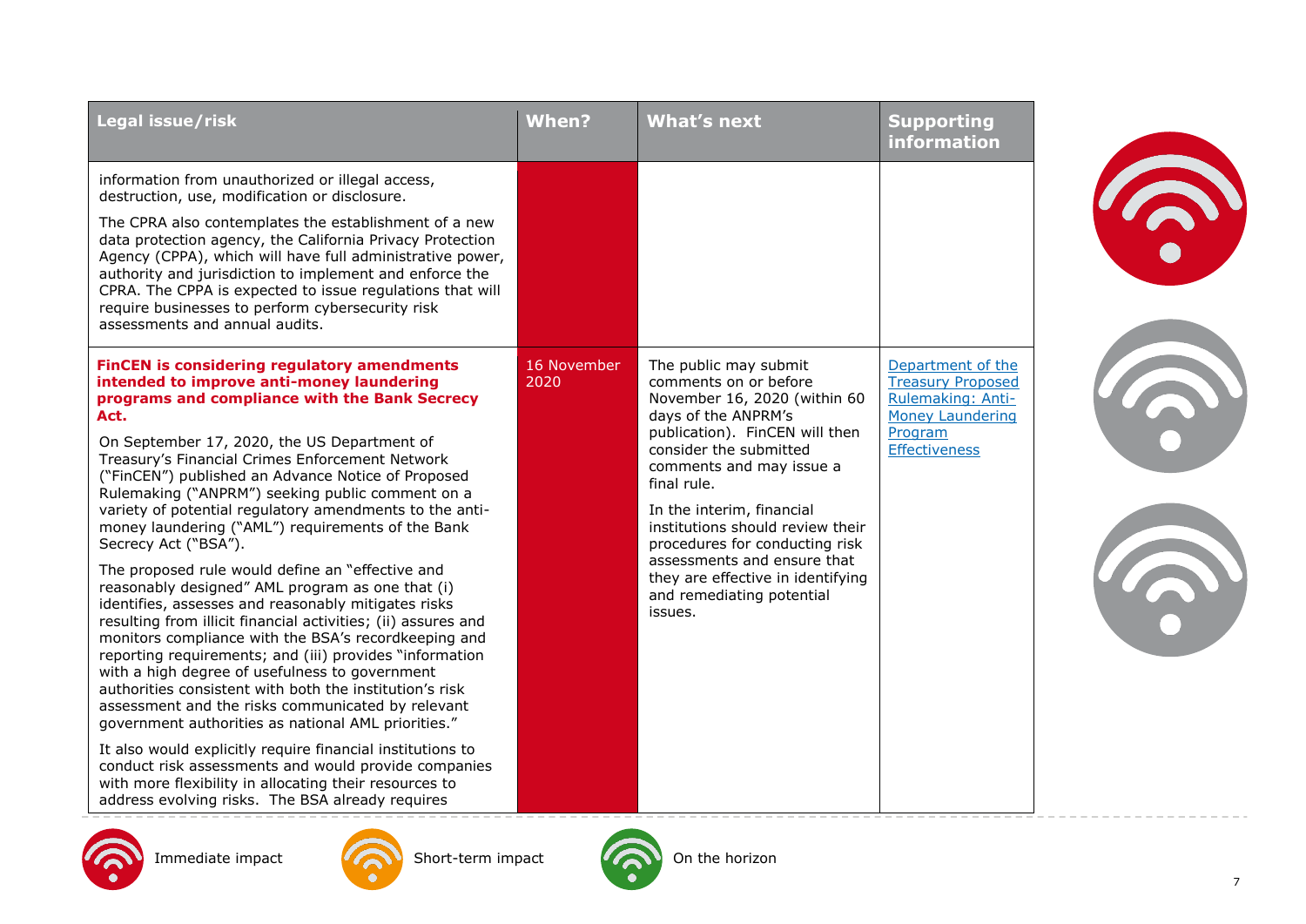| Legal issue/risk | When? | What's next | Supporting information |
|---|---|---|---|
| information from unauthorized or illegal access, destruction, use, modification or disclosure.<br><br>The CPRA also contemplates the establishment of a new data protection agency, the California Privacy Protection Agency (CPPA), which will have full administrative power, authority and jurisdiction to implement and enforce the CPRA. The CPPA is expected to issue regulations that will require businesses to perform cybersecurity risk assessments and annual audits. | | | |
| **FinCEN is considering regulatory amendments intended to improve anti-money laundering programs and compliance with the Bank Secrecy Act.**<br><br>On September 17, 2020, the US Department of Treasury's Financial Crimes Enforcement Network ("FinCEN") published an Advance Notice of Proposed Rulemaking ("ANPRM") seeking public comment on a variety of potential regulatory amendments to the anti-money laundering ("AML") requirements of the Bank Secrecy Act ("BSA").<br><br>The proposed rule would define an "effective and reasonably designed" AML program as one that (i) identifies, assesses and reasonably mitigates risks resulting from illicit financial activities; (ii) assures and monitors compliance with the BSA's recordkeeping and reporting requirements; and (iii) provides "information with a high degree of usefulness to government authorities consistent with both the institution's risk assessment and the risks communicated by relevant government authorities as national AML priorities."<br><br>It also would explicitly require financial institutions to conduct risk assessments and would provide companies with more flexibility in allocating their resources to address evolving risks. The BSA already requires | 16 November 2020 | The public may submit comments on or before November 16, 2020 (within 60 days of the ANPRM's publication). FinCEN will then consider the submitted comments and may issue a final rule.<br><br>In the interim, financial institutions should review their procedures for conducting risk assessments and ensure that they are effective in identifying and remediating potential issues. | Department of the Treasury Proposed Rulemaking: Anti-Money Laundering Program Effectiveness |

Immediate impact | Short-term impact | On the horizon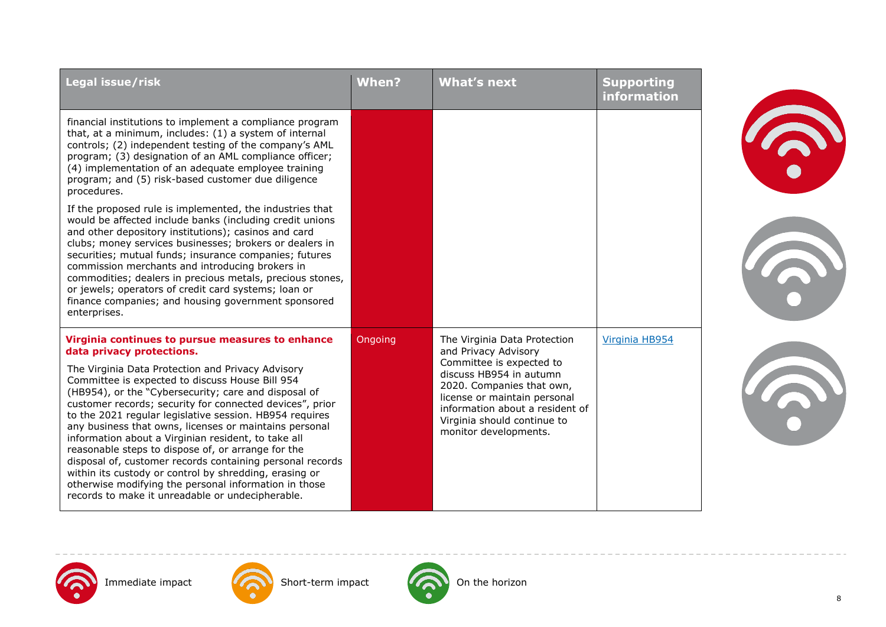| Legal issue/risk | When? | What's next | Supporting information |
|---|---|---|---|
| financial institutions to implement a compliance program that, at a minimum, includes: (1) a system of internal controls; (2) independent testing of the company's AML program; (3) designation of an AML compliance officer; (4) implementation of an adequate employee training program; and (5) risk-based customer due diligence procedures.<br><br>If the proposed rule is implemented, the industries that would be affected include banks (including credit unions and other depository institutions); casinos and card clubs; money services businesses; brokers or dealers in securities; mutual funds; insurance companies; futures commission merchants and introducing brokers in commodities; dealers in precious metals, precious stones, or jewels; operators of credit card systems; loan or finance companies; and housing government sponsored enterprises. | | | |
| **Virginia continues to pursue measures to enhance data privacy protections.**<br><br>The Virginia Data Protection and Privacy Advisory Committee is expected to discuss House Bill 954 (HB954), or the "Cybersecurity; care and disposal of customer records; security for connected devices", prior to the 2021 regular legislative session. HB954 requires any business that owns, licenses or maintains personal information about a Virginian resident, to take all reasonable steps to dispose of, or arrange for the disposal of, customer records containing personal records within its custody or control by shredding, erasing or otherwise modifying the personal information in those records to make it unreadable or undecipherable. | Ongoing | The Virginia Data Protection and Privacy Advisory Committee is expected to discuss HB954 in autumn 2020. Companies that own, license or maintain personal information about a resident of Virginia should continue to monitor developments. | Virginia HB954 |

Immediate impact

Short-term impact

On the horizon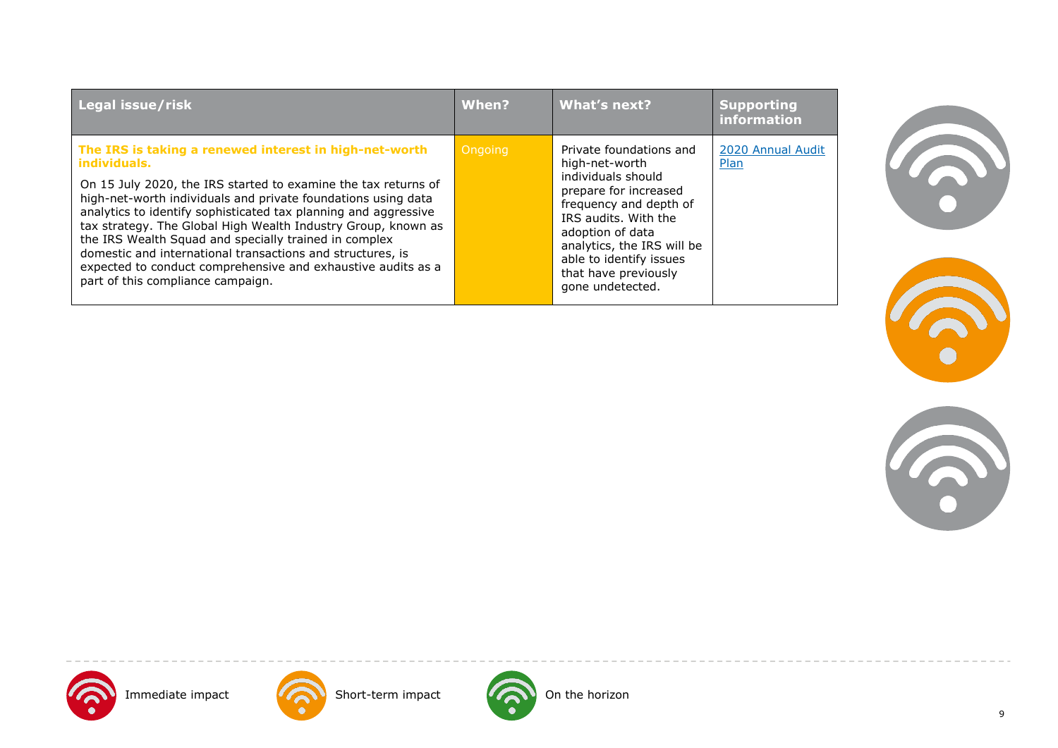| Legal issue/risk | When? | What's next? | Supporting information |
|---|---|---|---|
| **The IRS is taking a renewed interest in high-net-worth individuals.**<br><br>On 15 July 2020, the IRS started to examine the tax returns of high-net-worth individuals and private foundations using data analytics to identify sophisticated tax planning and aggressive tax strategy. The Global High Wealth Industry Group, known as the IRS Wealth Squad and specially trained in complex domestic and international transactions and structures, is expected to conduct comprehensive and exhaustive audits as a part of this compliance campaign. | Ongoing | Private foundations and high-net-worth individuals should prepare for increased frequency and depth of IRS audits. With the adoption of data analytics, the IRS will be able to identify issues that have previously gone undetected. | 2020 Annual Audit Plan |

Immediate impact

Short-term impact

On the horizon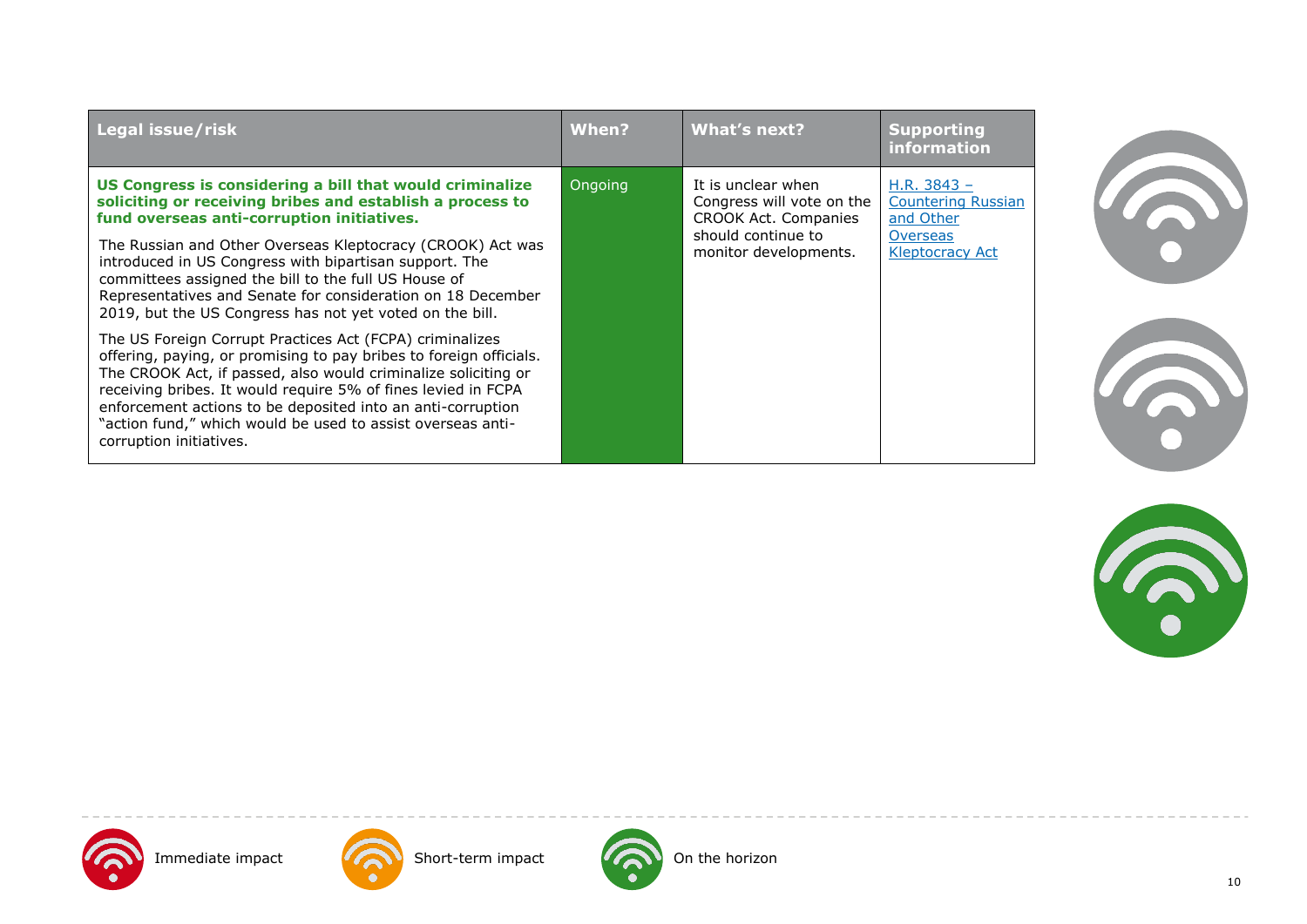| Legal issue/risk | When? | What's next? | Supporting information |
|---|---|---|---|
| **US Congress is considering a bill that would criminalize soliciting or receiving bribes and establish a process to fund overseas anti-corruption initiatives.**<br><br>The Russian and Other Overseas Kleptocracy (CROOK) Act was introduced in US Congress with bipartisan support. The committees assigned the bill to the full US House of Representatives and Senate for consideration on 18 December 2019, but the US Congress has not yet voted on the bill.<br><br>The US Foreign Corrupt Practices Act (FCPA) criminalizes offering, paying, or promising to pay bribes to foreign officials. The CROOK Act, if passed, also would criminalize soliciting or receiving bribes. It would require 5% of fines levied in FCPA enforcement actions to be deposited into an anti-corruption "action fund," which would be used to assist overseas anti-corruption initiatives. | Ongoing | It is unclear when Congress will vote on the CROOK Act. Companies should continue to monitor developments. | H.R. 3843 – Countering Russian and Other Overseas Kleptocracy Act |

Immediate impact | Short-term impact | On the horizon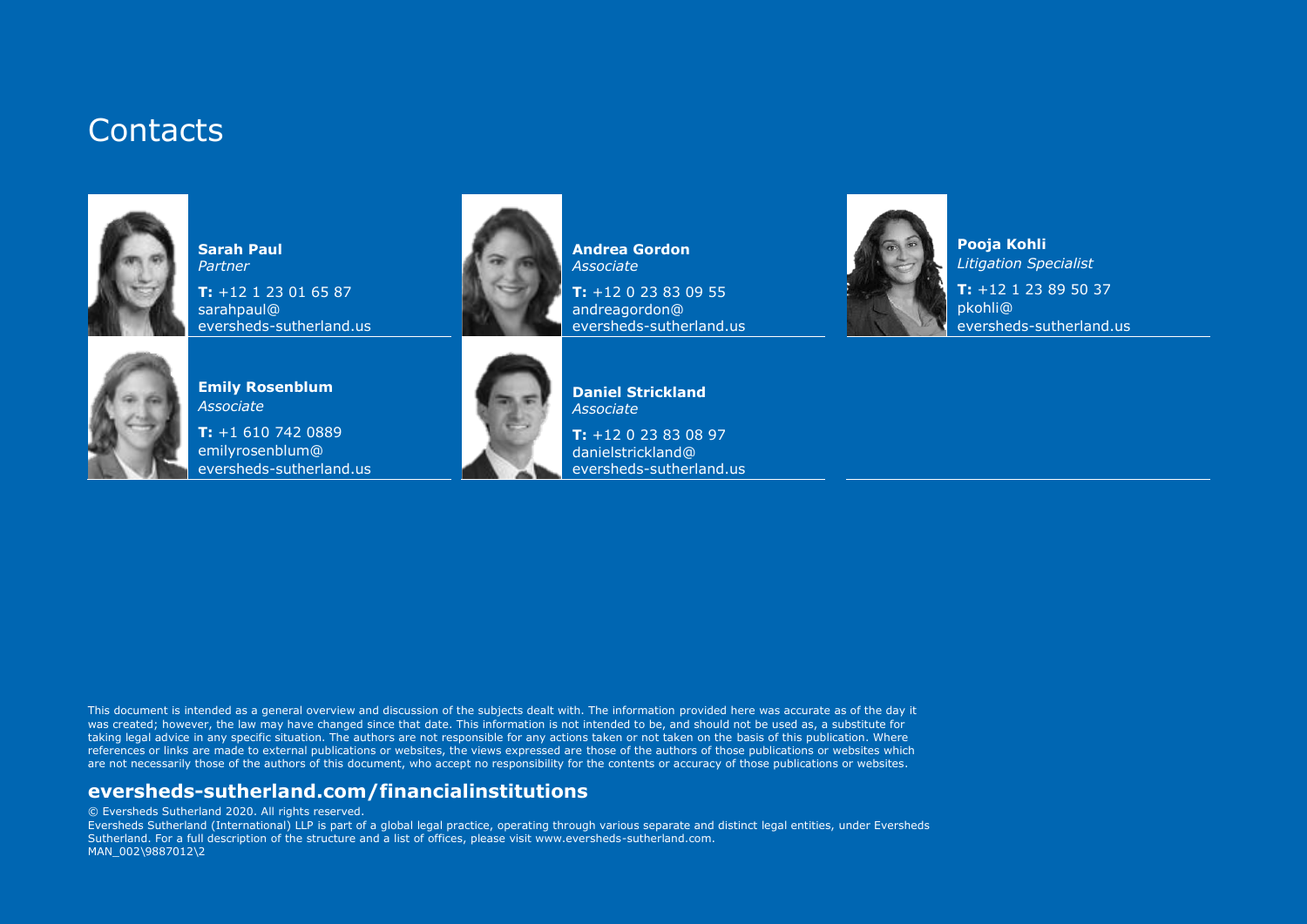# Contacts

**Sarah Paul**
*Partner*
**T:** +12 1 23 01 65 87
sarahpaul@
eversheds-sutherland.us

**Andrea Gordon**
*Associate*
**T:** +12 0 23 83 09 55
andreagordon@
eversheds-sutherland.us

**Pooja Kohli**
*Litigation Specialist*
**T:** +12 1 23 89 50 37
pkohli@
eversheds-sutherland.us

**Emily Rosenblum**
*Associate*
**T:** +1 610 742 0889
emilyrosenblum@
eversheds-sutherland.us

**Daniel Strickland**
*Associate*
**T:** +12 0 23 83 08 97
danielstrickland@
eversheds-sutherland.us

This document is intended as a general overview and discussion of the subjects dealt with. The information provided here was accurate as of the day it was created; however, the law may have changed since that date. This information is not intended to be, and should not be used as, a substitute for taking legal advice in any specific situation. The authors are not responsible for any actions taken or not taken on the basis of this publication. Where references or links are made to external publications or websites, the views expressed are those of the authors of those publications or websites which are not necessarily those of the authors of this document, who accept no responsibility for the contents or accuracy of those publications or websites.

**eversheds-sutherland.com/financialinstitutions**

© Eversheds Sutherland 2020. All rights reserved.
Eversheds Sutherland (International) LLP is part of a global legal practice, operating through various separate and distinct legal entities, under Eversheds Sutherland. For a full description of the structure and a list of offices, please visit www.eversheds-sutherland.com.
MAN_002\9887012\2